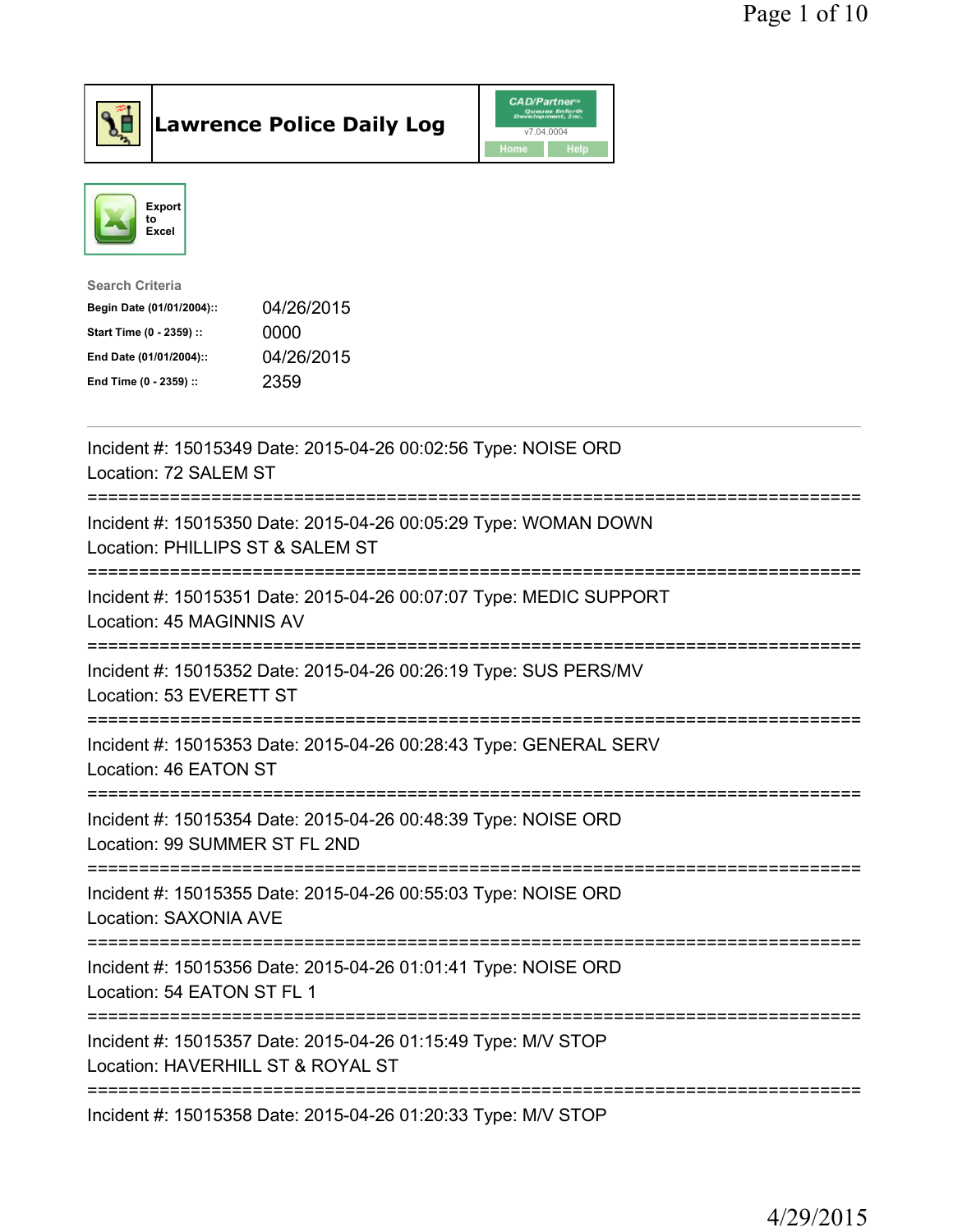# Lawrence Police Daily Log

Export to Excel

Search Criteria

| | |
|---|---|
| **Begin Date (01/01/2004)::** | 04/26/2015 |
| **Start Time (0 - 2359) ::** | 0000 |
| **End Date (01/01/2004)::** | 04/26/2015 |
| **End Time (0 - 2359) ::** | 2359 |

---

Incident #: 15015349 Date: 2015-04-26 00:02:56 Type: NOISE ORD
Location: 72 SALEM ST

===========================================================================

Incident #: 15015350 Date: 2015-04-26 00:05:29 Type: WOMAN DOWN
Location: PHILLIPS ST & SALEM ST

===========================================================================

Incident #: 15015351 Date: 2015-04-26 00:07:07 Type: MEDIC SUPPORT
Location: 45 MAGINNIS AV

===========================================================================

Incident #: 15015352 Date: 2015-04-26 00:26:19 Type: SUS PERS/MV
Location: 53 EVERETT ST

===========================================================================

Incident #: 15015353 Date: 2015-04-26 00:28:43 Type: GENERAL SERV
Location: 46 EATON ST

===========================================================================

Incident #: 15015354 Date: 2015-04-26 00:48:39 Type: NOISE ORD
Location: 99 SUMMER ST FL 2ND

===========================================================================

Incident #: 15015355 Date: 2015-04-26 00:55:03 Type: NOISE ORD
Location: SAXONIA AVE

===========================================================================

Incident #: 15015356 Date: 2015-04-26 01:01:41 Type: NOISE ORD
Location: 54 EATON ST FL 1

===========================================================================

Incident #: 15015357 Date: 2015-04-26 01:15:49 Type: M/V STOP
Location: HAVERHILL ST & ROYAL ST

===========================================================================

Incident #: 15015358 Date: 2015-04-26 01:20:33 Type: M/V STOP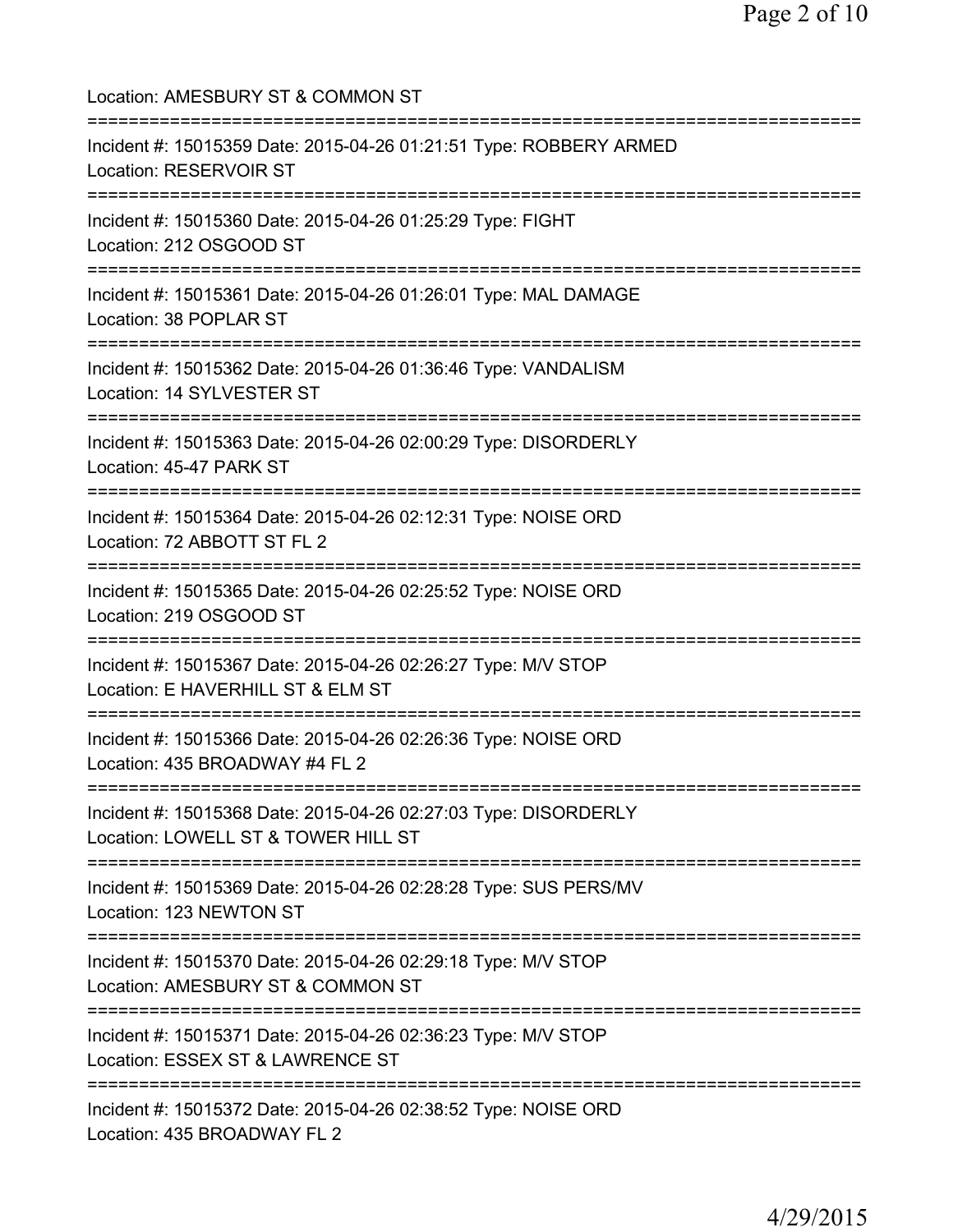Location: AMESBURY ST & COMMON ST

===========================================================================

Incident #: 15015359 Date: 2015-04-26 01:21:51 Type: ROBBERY ARMED
Location: RESERVOIR ST

===========================================================================

Incident #: 15015360 Date: 2015-04-26 01:25:29 Type: FIGHT
Location: 212 OSGOOD ST

===========================================================================

Incident #: 15015361 Date: 2015-04-26 01:26:01 Type: MAL DAMAGE
Location: 38 POPLAR ST

===========================================================================

Incident #: 15015362 Date: 2015-04-26 01:36:46 Type: VANDALISM
Location: 14 SYLVESTER ST

===========================================================================

Incident #: 15015363 Date: 2015-04-26 02:00:29 Type: DISORDERLY
Location: 45-47 PARK ST

===========================================================================

Incident #: 15015364 Date: 2015-04-26 02:12:31 Type: NOISE ORD
Location: 72 ABBOTT ST FL 2

===========================================================================

Incident #: 15015365 Date: 2015-04-26 02:25:52 Type: NOISE ORD
Location: 219 OSGOOD ST

===========================================================================

Incident #: 15015367 Date: 2015-04-26 02:26:27 Type: M/V STOP
Location: E HAVERHILL ST & ELM ST

===========================================================================

Incident #: 15015366 Date: 2015-04-26 02:26:36 Type: NOISE ORD
Location: 435 BROADWAY #4 FL 2

===========================================================================

Incident #: 15015368 Date: 2015-04-26 02:27:03 Type: DISORDERLY
Location: LOWELL ST & TOWER HILL ST

===========================================================================

Incident #: 15015369 Date: 2015-04-26 02:28:28 Type: SUS PERS/MV
Location: 123 NEWTON ST

===========================================================================

Incident #: 15015370 Date: 2015-04-26 02:29:18 Type: M/V STOP
Location: AMESBURY ST & COMMON ST

===========================================================================

Incident #: 15015371 Date: 2015-04-26 02:36:23 Type: M/V STOP
Location: ESSEX ST & LAWRENCE ST

===========================================================================

Incident #: 15015372 Date: 2015-04-26 02:38:52 Type: NOISE ORD
Location: 435 BROADWAY FL 2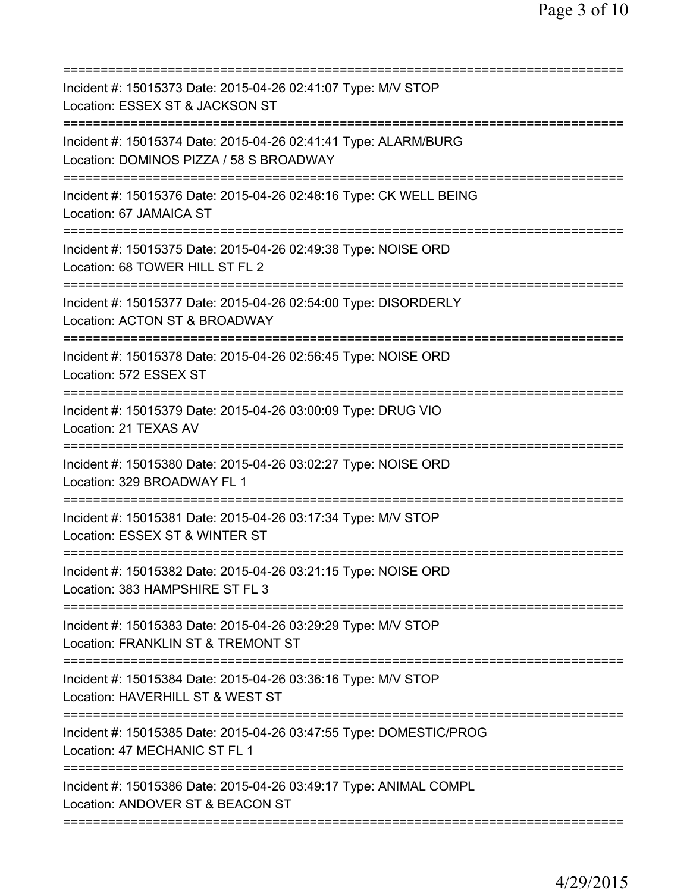===========================================================================
Incident #: 15015373 Date: 2015-04-26 02:41:07 Type: M/V STOP
Location: ESSEX ST & JACKSON ST
===========================================================================
Incident #: 15015374 Date: 2015-04-26 02:41:41 Type: ALARM/BURG
Location: DOMINOS PIZZA / 58 S BROADWAY
===========================================================================
Incident #: 15015376 Date: 2015-04-26 02:48:16 Type: CK WELL BEING
Location: 67 JAMAICA ST
===========================================================================
Incident #: 15015375 Date: 2015-04-26 02:49:38 Type: NOISE ORD
Location: 68 TOWER HILL ST FL 2
===========================================================================
Incident #: 15015377 Date: 2015-04-26 02:54:00 Type: DISORDERLY
Location: ACTON ST & BROADWAY
===========================================================================
Incident #: 15015378 Date: 2015-04-26 02:56:45 Type: NOISE ORD
Location: 572 ESSEX ST
===========================================================================
Incident #: 15015379 Date: 2015-04-26 03:00:09 Type: DRUG VIO
Location: 21 TEXAS AV
===========================================================================
Incident #: 15015380 Date: 2015-04-26 03:02:27 Type: NOISE ORD
Location: 329 BROADWAY FL 1
===========================================================================
Incident #: 15015381 Date: 2015-04-26 03:17:34 Type: M/V STOP
Location: ESSEX ST & WINTER ST
===========================================================================
Incident #: 15015382 Date: 2015-04-26 03:21:15 Type: NOISE ORD
Location: 383 HAMPSHIRE ST FL 3
===========================================================================
Incident #: 15015383 Date: 2015-04-26 03:29:29 Type: M/V STOP
Location: FRANKLIN ST & TREMONT ST
===========================================================================
Incident #: 15015384 Date: 2015-04-26 03:36:16 Type: M/V STOP
Location: HAVERHILL ST & WEST ST
===========================================================================
Incident #: 15015385 Date: 2015-04-26 03:47:55 Type: DOMESTIC/PROG
Location: 47 MECHANIC ST FL 1
===========================================================================
Incident #: 15015386 Date: 2015-04-26 03:49:17 Type: ANIMAL COMPL
Location: ANDOVER ST & BEACON ST
===========================================================================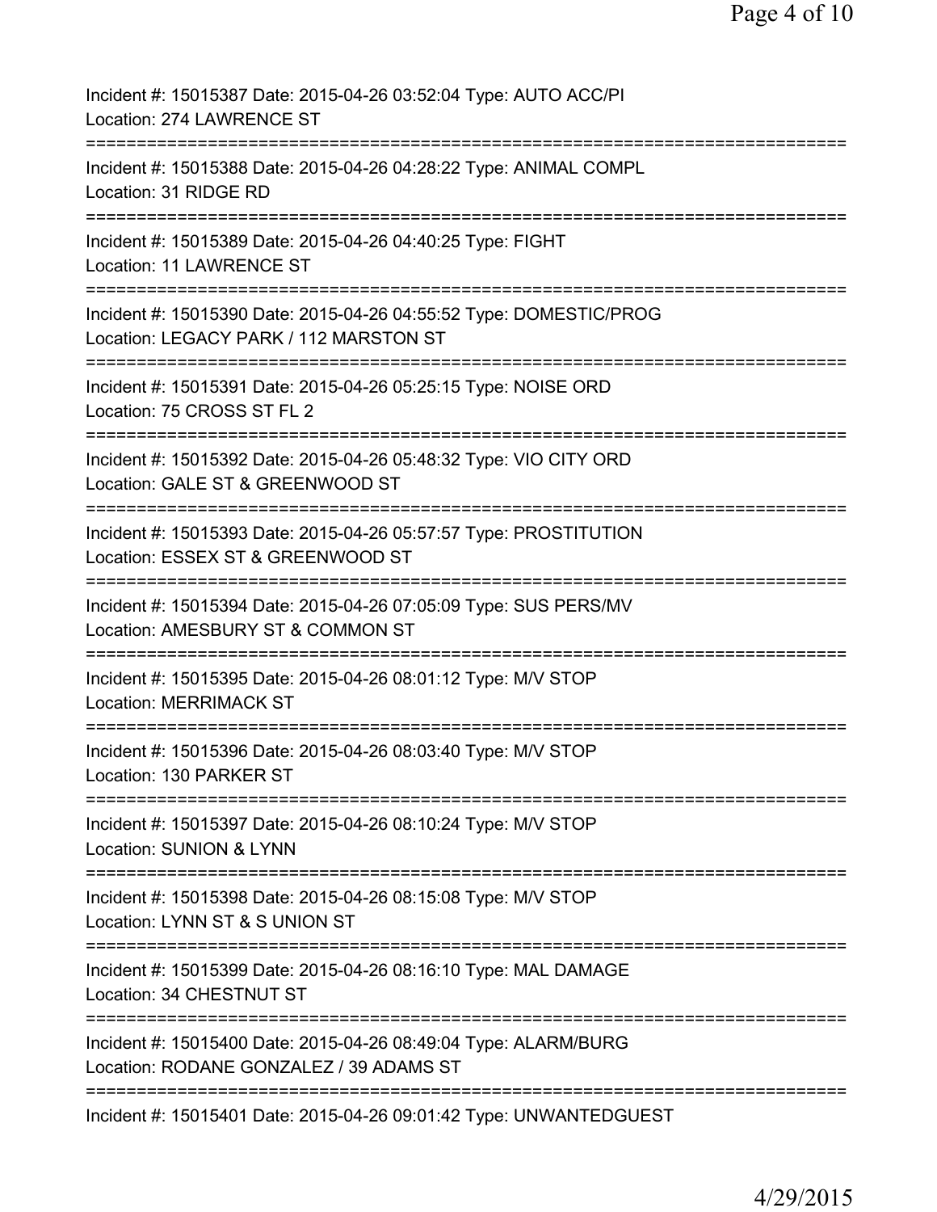Incident #: 15015387 Date: 2015-04-26 03:52:04 Type: AUTO ACC/PI
Location: 274 LAWRENCE ST
===========================================================================
Incident #: 15015388 Date: 2015-04-26 04:28:22 Type: ANIMAL COMPL
Location: 31 RIDGE RD
===========================================================================
Incident #: 15015389 Date: 2015-04-26 04:40:25 Type: FIGHT
Location: 11 LAWRENCE ST
===========================================================================
Incident #: 15015390 Date: 2015-04-26 04:55:52 Type: DOMESTIC/PROG
Location: LEGACY PARK / 112 MARSTON ST
===========================================================================
Incident #: 15015391 Date: 2015-04-26 05:25:15 Type: NOISE ORD
Location: 75 CROSS ST FL 2
===========================================================================
Incident #: 15015392 Date: 2015-04-26 05:48:32 Type: VIO CITY ORD
Location: GALE ST & GREENWOOD ST
===========================================================================
Incident #: 15015393 Date: 2015-04-26 05:57:57 Type: PROSTITUTION
Location: ESSEX ST & GREENWOOD ST
===========================================================================
Incident #: 15015394 Date: 2015-04-26 07:05:09 Type: SUS PERS/MV
Location: AMESBURY ST & COMMON ST
===========================================================================
Incident #: 15015395 Date: 2015-04-26 08:01:12 Type: M/V STOP
Location: MERRIMACK ST
===========================================================================
Incident #: 15015396 Date: 2015-04-26 08:03:40 Type: M/V STOP
Location: 130 PARKER ST
===========================================================================
Incident #: 15015397 Date: 2015-04-26 08:10:24 Type: M/V STOP
Location: SUNION & LYNN
===========================================================================
Incident #: 15015398 Date: 2015-04-26 08:15:08 Type: M/V STOP
Location: LYNN ST & S UNION ST
===========================================================================
Incident #: 15015399 Date: 2015-04-26 08:16:10 Type: MAL DAMAGE
Location: 34 CHESTNUT ST
===========================================================================
Incident #: 15015400 Date: 2015-04-26 08:49:04 Type: ALARM/BURG
Location: RODANE GONZALEZ / 39 ADAMS ST
===========================================================================
Incident #: 15015401 Date: 2015-04-26 09:01:42 Type: UNWANTEDGUEST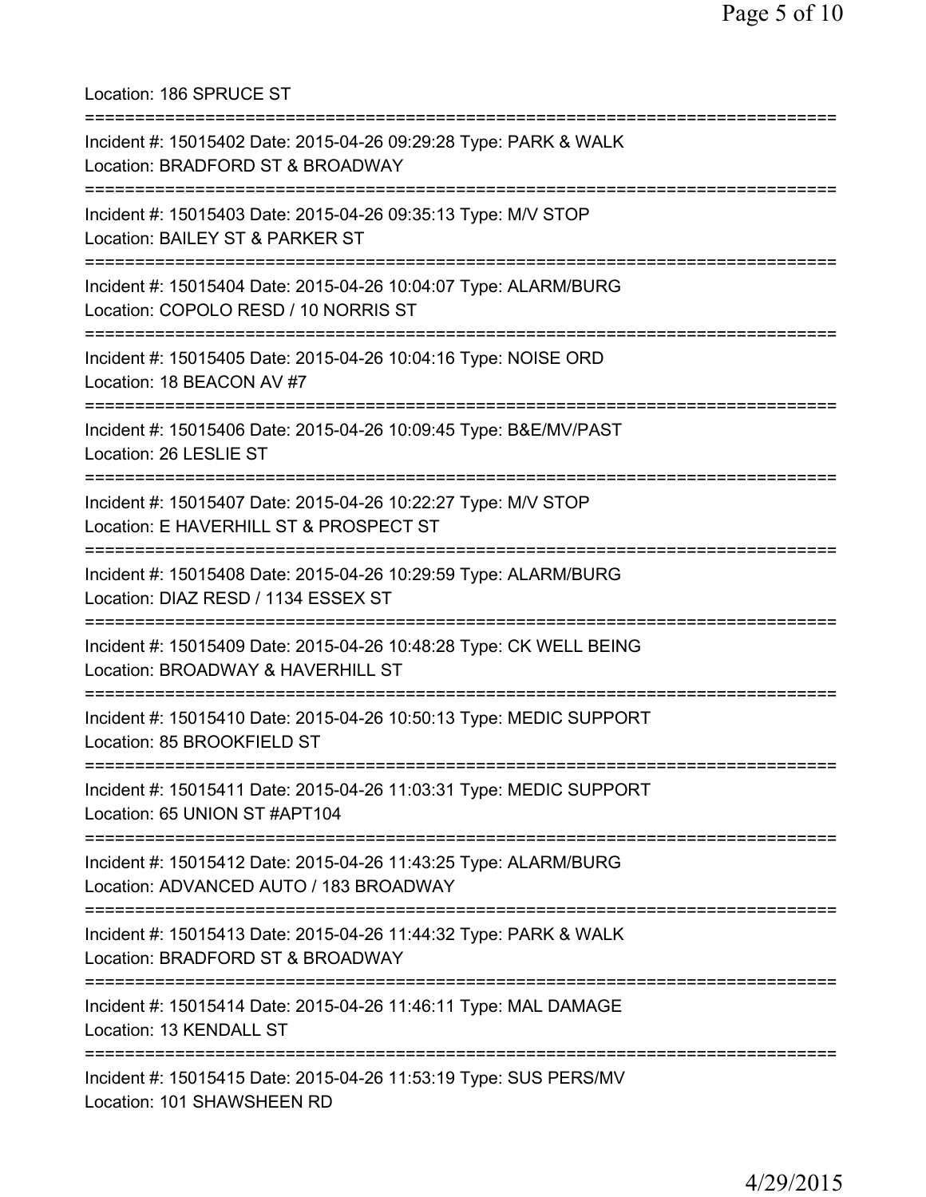Location: 186 SPRUCE ST

===========================================================================

Incident #: 15015402 Date: 2015-04-26 09:29:28 Type: PARK & WALK
Location: BRADFORD ST & BROADWAY

===========================================================================

Incident #: 15015403 Date: 2015-04-26 09:35:13 Type: M/V STOP
Location: BAILEY ST & PARKER ST

===========================================================================

Incident #: 15015404 Date: 2015-04-26 10:04:07 Type: ALARM/BURG
Location: COPOLO RESD / 10 NORRIS ST

===========================================================================

Incident #: 15015405 Date: 2015-04-26 10:04:16 Type: NOISE ORD
Location: 18 BEACON AV #7

===========================================================================

Incident #: 15015406 Date: 2015-04-26 10:09:45 Type: B&E/MV/PAST
Location: 26 LESLIE ST

===========================================================================

Incident #: 15015407 Date: 2015-04-26 10:22:27 Type: M/V STOP
Location: E HAVERHILL ST & PROSPECT ST

===========================================================================

Incident #: 15015408 Date: 2015-04-26 10:29:59 Type: ALARM/BURG
Location: DIAZ RESD / 1134 ESSEX ST

===========================================================================

Incident #: 15015409 Date: 2015-04-26 10:48:28 Type: CK WELL BEING
Location: BROADWAY & HAVERHILL ST

===========================================================================

Incident #: 15015410 Date: 2015-04-26 10:50:13 Type: MEDIC SUPPORT
Location: 85 BROOKFIELD ST

===========================================================================

Incident #: 15015411 Date: 2015-04-26 11:03:31 Type: MEDIC SUPPORT
Location: 65 UNION ST #APT104

===========================================================================

Incident #: 15015412 Date: 2015-04-26 11:43:25 Type: ALARM/BURG
Location: ADVANCED AUTO / 183 BROADWAY

===========================================================================

Incident #: 15015413 Date: 2015-04-26 11:44:32 Type: PARK & WALK
Location: BRADFORD ST & BROADWAY

===========================================================================

Incident #: 15015414 Date: 2015-04-26 11:46:11 Type: MAL DAMAGE
Location: 13 KENDALL ST

===========================================================================

Incident #: 15015415 Date: 2015-04-26 11:53:19 Type: SUS PERS/MV
Location: 101 SHAWSHEEN RD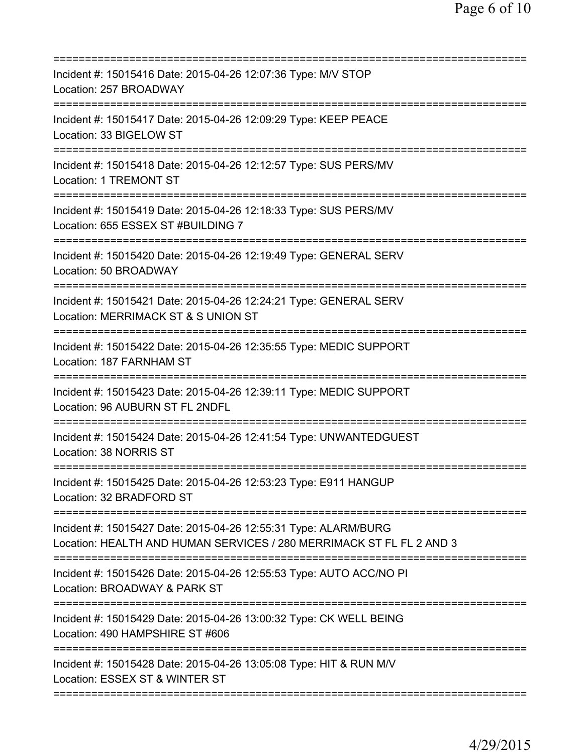===========================================================================
Incident #: 15015416 Date: 2015-04-26 12:07:36 Type: M/V STOP
Location: 257 BROADWAY
===========================================================================
Incident #: 15015417 Date: 2015-04-26 12:09:29 Type: KEEP PEACE
Location: 33 BIGELOW ST
===========================================================================
Incident #: 15015418 Date: 2015-04-26 12:12:57 Type: SUS PERS/MV
Location: 1 TREMONT ST
===========================================================================
Incident #: 15015419 Date: 2015-04-26 12:18:33 Type: SUS PERS/MV
Location: 655 ESSEX ST #BUILDING 7
===========================================================================
Incident #: 15015420 Date: 2015-04-26 12:19:49 Type: GENERAL SERV
Location: 50 BROADWAY
===========================================================================
Incident #: 15015421 Date: 2015-04-26 12:24:21 Type: GENERAL SERV
Location: MERRIMACK ST & S UNION ST
===========================================================================
Incident #: 15015422 Date: 2015-04-26 12:35:55 Type: MEDIC SUPPORT
Location: 187 FARNHAM ST
===========================================================================
Incident #: 15015423 Date: 2015-04-26 12:39:11 Type: MEDIC SUPPORT
Location: 96 AUBURN ST FL 2NDFL
===========================================================================
Incident #: 15015424 Date: 2015-04-26 12:41:54 Type: UNWANTEDGUEST
Location: 38 NORRIS ST
===========================================================================
Incident #: 15015425 Date: 2015-04-26 12:53:23 Type: E911 HANGUP
Location: 32 BRADFORD ST
===========================================================================
Incident #: 15015427 Date: 2015-04-26 12:55:31 Type: ALARM/BURG
Location: HEALTH AND HUMAN SERVICES / 280 MERRIMACK ST FL FL 2 AND 3
===========================================================================
Incident #: 15015426 Date: 2015-04-26 12:55:53 Type: AUTO ACC/NO PI
Location: BROADWAY & PARK ST
===========================================================================
Incident #: 15015429 Date: 2015-04-26 13:00:32 Type: CK WELL BEING
Location: 490 HAMPSHIRE ST #606
===========================================================================
Incident #: 15015428 Date: 2015-04-26 13:05:08 Type: HIT & RUN M/V
Location: ESSEX ST & WINTER ST
===========================================================================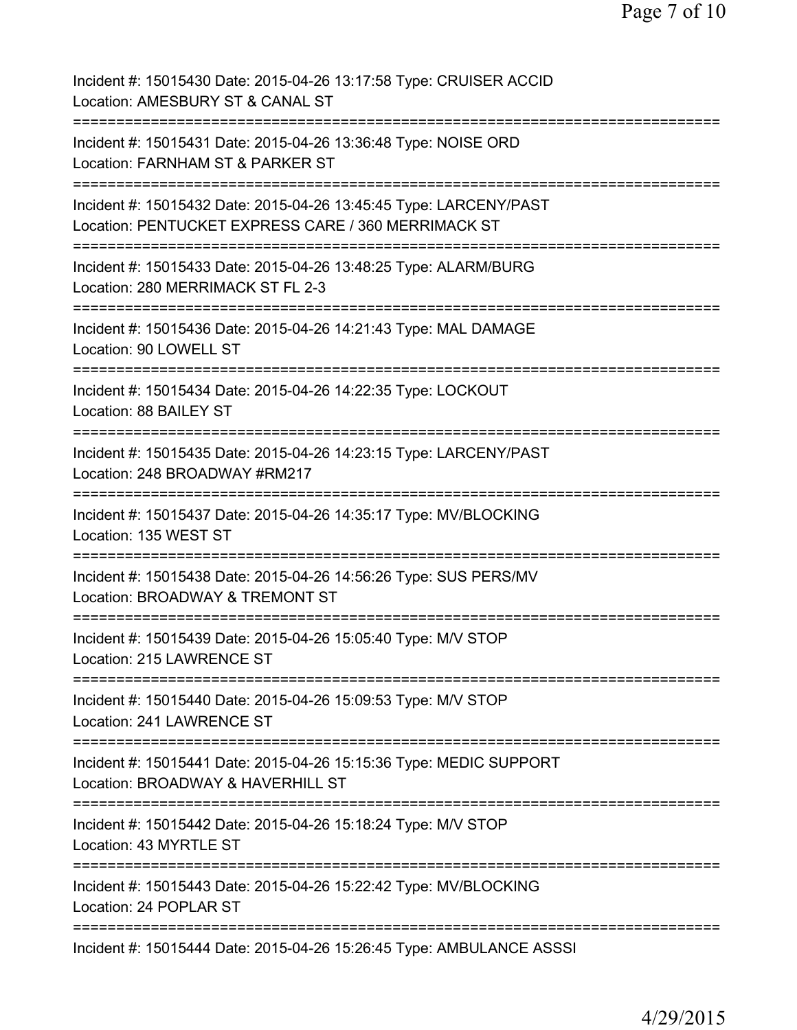Incident #: 15015430 Date: 2015-04-26 13:17:58 Type: CRUISER ACCID
Location: AMESBURY ST & CANAL ST

===========================================================================

Incident #: 15015431 Date: 2015-04-26 13:36:48 Type: NOISE ORD
Location: FARNHAM ST & PARKER ST

===========================================================================

Incident #: 15015432 Date: 2015-04-26 13:45:45 Type: LARCENY/PAST
Location: PENTUCKET EXPRESS CARE / 360 MERRIMACK ST

===========================================================================

Incident #: 15015433 Date: 2015-04-26 13:48:25 Type: ALARM/BURG
Location: 280 MERRIMACK ST FL 2-3

===========================================================================

Incident #: 15015436 Date: 2015-04-26 14:21:43 Type: MAL DAMAGE
Location: 90 LOWELL ST

===========================================================================

Incident #: 15015434 Date: 2015-04-26 14:22:35 Type: LOCKOUT
Location: 88 BAILEY ST

===========================================================================

Incident #: 15015435 Date: 2015-04-26 14:23:15 Type: LARCENY/PAST
Location: 248 BROADWAY #RM217

===========================================================================

Incident #: 15015437 Date: 2015-04-26 14:35:17 Type: MV/BLOCKING
Location: 135 WEST ST

===========================================================================

Incident #: 15015438 Date: 2015-04-26 14:56:26 Type: SUS PERS/MV
Location: BROADWAY & TREMONT ST

===========================================================================

Incident #: 15015439 Date: 2015-04-26 15:05:40 Type: M/V STOP
Location: 215 LAWRENCE ST

===========================================================================

Incident #: 15015440 Date: 2015-04-26 15:09:53 Type: M/V STOP
Location: 241 LAWRENCE ST

===========================================================================

Incident #: 15015441 Date: 2015-04-26 15:15:36 Type: MEDIC SUPPORT
Location: BROADWAY & HAVERHILL ST

===========================================================================

Incident #: 15015442 Date: 2015-04-26 15:18:24 Type: M/V STOP
Location: 43 MYRTLE ST

===========================================================================

Incident #: 15015443 Date: 2015-04-26 15:22:42 Type: MV/BLOCKING
Location: 24 POPLAR ST

===========================================================================

Incident #: 15015444 Date: 2015-04-26 15:26:45 Type: AMBULANCE ASSSI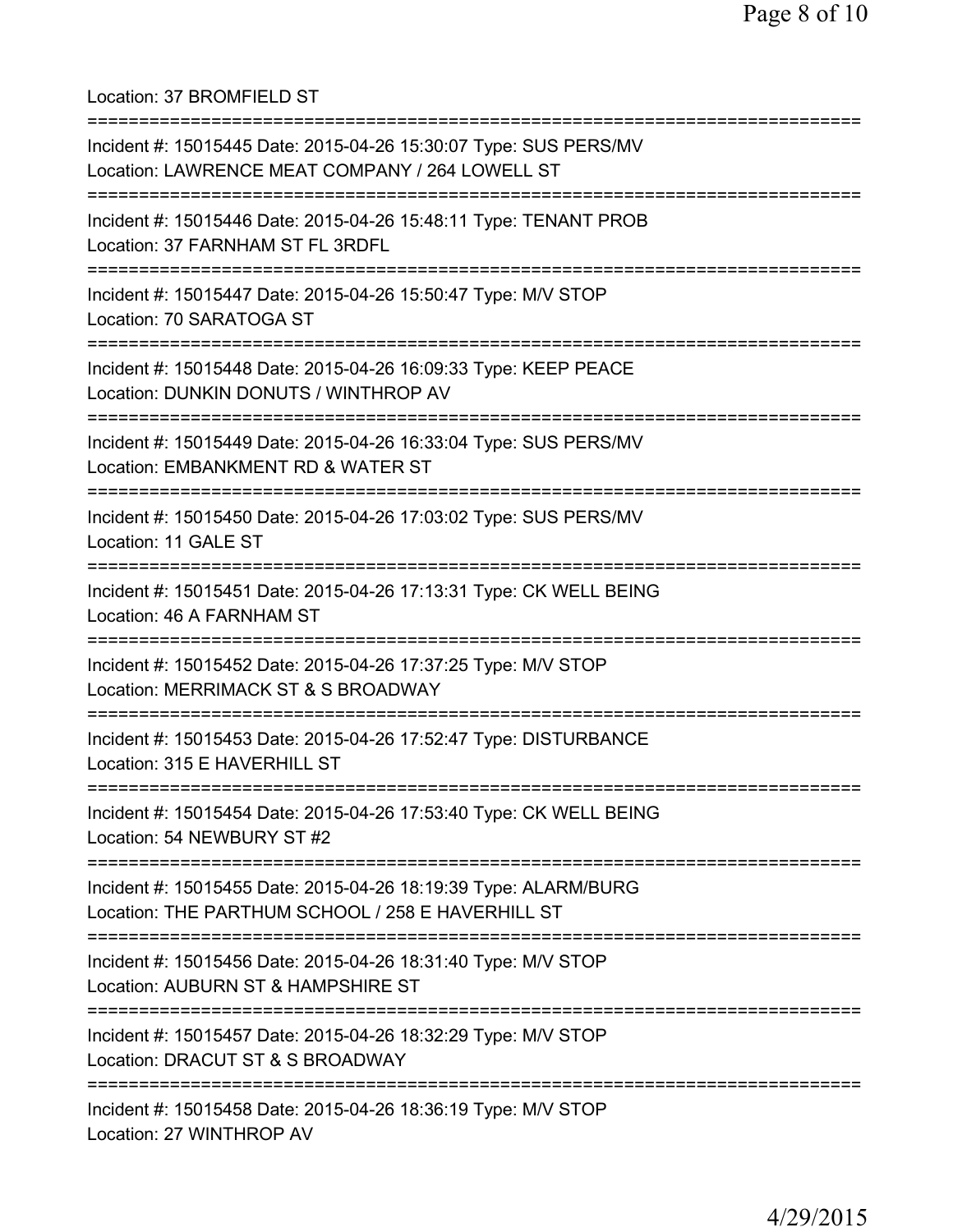Location: 37 BROMFIELD ST

===========================================================================

Incident #: 15015445 Date: 2015-04-26 15:30:07 Type: SUS PERS/MV
Location: LAWRENCE MEAT COMPANY / 264 LOWELL ST

===========================================================================

Incident #: 15015446 Date: 2015-04-26 15:48:11 Type: TENANT PROB
Location: 37 FARNHAM ST FL 3RDFL

===========================================================================

Incident #: 15015447 Date: 2015-04-26 15:50:47 Type: M/V STOP
Location: 70 SARATOGA ST

===========================================================================

Incident #: 15015448 Date: 2015-04-26 16:09:33 Type: KEEP PEACE
Location: DUNKIN DONUTS / WINTHROP AV

===========================================================================

Incident #: 15015449 Date: 2015-04-26 16:33:04 Type: SUS PERS/MV
Location: EMBANKMENT RD & WATER ST

===========================================================================

Incident #: 15015450 Date: 2015-04-26 17:03:02 Type: SUS PERS/MV
Location: 11 GALE ST

===========================================================================

Incident #: 15015451 Date: 2015-04-26 17:13:31 Type: CK WELL BEING
Location: 46 A FARNHAM ST

===========================================================================

Incident #: 15015452 Date: 2015-04-26 17:37:25 Type: M/V STOP
Location: MERRIMACK ST & S BROADWAY

===========================================================================

Incident #: 15015453 Date: 2015-04-26 17:52:47 Type: DISTURBANCE
Location: 315 E HAVERHILL ST

===========================================================================

Incident #: 15015454 Date: 2015-04-26 17:53:40 Type: CK WELL BEING
Location: 54 NEWBURY ST #2

===========================================================================

Incident #: 15015455 Date: 2015-04-26 18:19:39 Type: ALARM/BURG
Location: THE PARTHUM SCHOOL / 258 E HAVERHILL ST

===========================================================================

Incident #: 15015456 Date: 2015-04-26 18:31:40 Type: M/V STOP
Location: AUBURN ST & HAMPSHIRE ST

===========================================================================

Incident #: 15015457 Date: 2015-04-26 18:32:29 Type: M/V STOP
Location: DRACUT ST & S BROADWAY

===========================================================================

Incident #: 15015458 Date: 2015-04-26 18:36:19 Type: M/V STOP
Location: 27 WINTHROP AV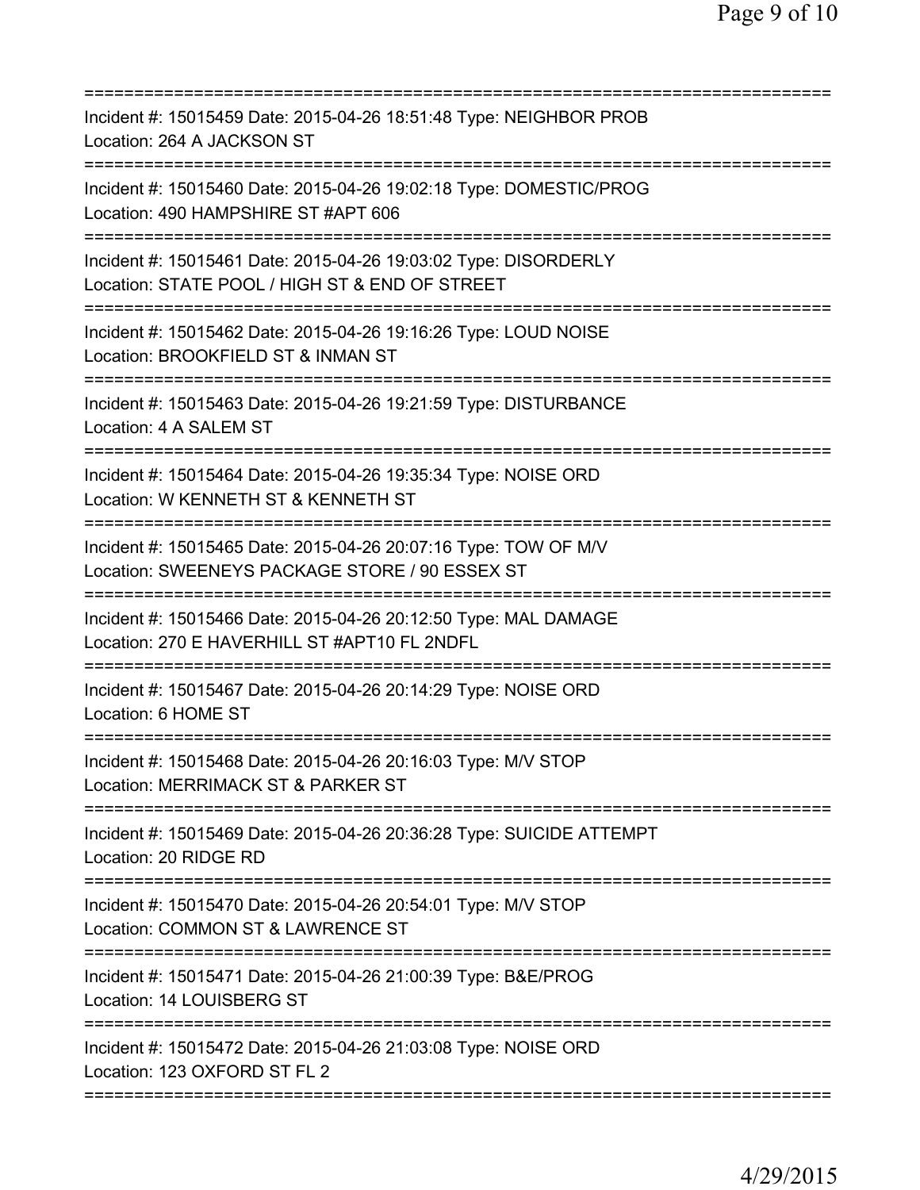===========================================================================
Incident #: 15015459 Date: 2015-04-26 18:51:48 Type: NEIGHBOR PROB
Location: 264 A JACKSON ST
===========================================================================
Incident #: 15015460 Date: 2015-04-26 19:02:18 Type: DOMESTIC/PROG
Location: 490 HAMPSHIRE ST #APT 606
===========================================================================
Incident #: 15015461 Date: 2015-04-26 19:03:02 Type: DISORDERLY
Location: STATE POOL / HIGH ST & END OF STREET
===========================================================================
Incident #: 15015462 Date: 2015-04-26 19:16:26 Type: LOUD NOISE
Location: BROOKFIELD ST & INMAN ST
===========================================================================
Incident #: 15015463 Date: 2015-04-26 19:21:59 Type: DISTURBANCE
Location: 4 A SALEM ST
===========================================================================
Incident #: 15015464 Date: 2015-04-26 19:35:34 Type: NOISE ORD
Location: W KENNETH ST & KENNETH ST
===========================================================================
Incident #: 15015465 Date: 2015-04-26 20:07:16 Type: TOW OF M/V
Location: SWEENEYS PACKAGE STORE / 90 ESSEX ST
===========================================================================
Incident #: 15015466 Date: 2015-04-26 20:12:50 Type: MAL DAMAGE
Location: 270 E HAVERHILL ST #APT10 FL 2NDFL
===========================================================================
Incident #: 15015467 Date: 2015-04-26 20:14:29 Type: NOISE ORD
Location: 6 HOME ST
===========================================================================
Incident #: 15015468 Date: 2015-04-26 20:16:03 Type: M/V STOP
Location: MERRIMACK ST & PARKER ST
===========================================================================
Incident #: 15015469 Date: 2015-04-26 20:36:28 Type: SUICIDE ATTEMPT
Location: 20 RIDGE RD
===========================================================================
Incident #: 15015470 Date: 2015-04-26 20:54:01 Type: M/V STOP
Location: COMMON ST & LAWRENCE ST
===========================================================================
Incident #: 15015471 Date: 2015-04-26 21:00:39 Type: B&E/PROG
Location: 14 LOUISBERG ST
===========================================================================
Incident #: 15015472 Date: 2015-04-26 21:03:08 Type: NOISE ORD
Location: 123 OXFORD ST FL 2
===========================================================================

4/29/2015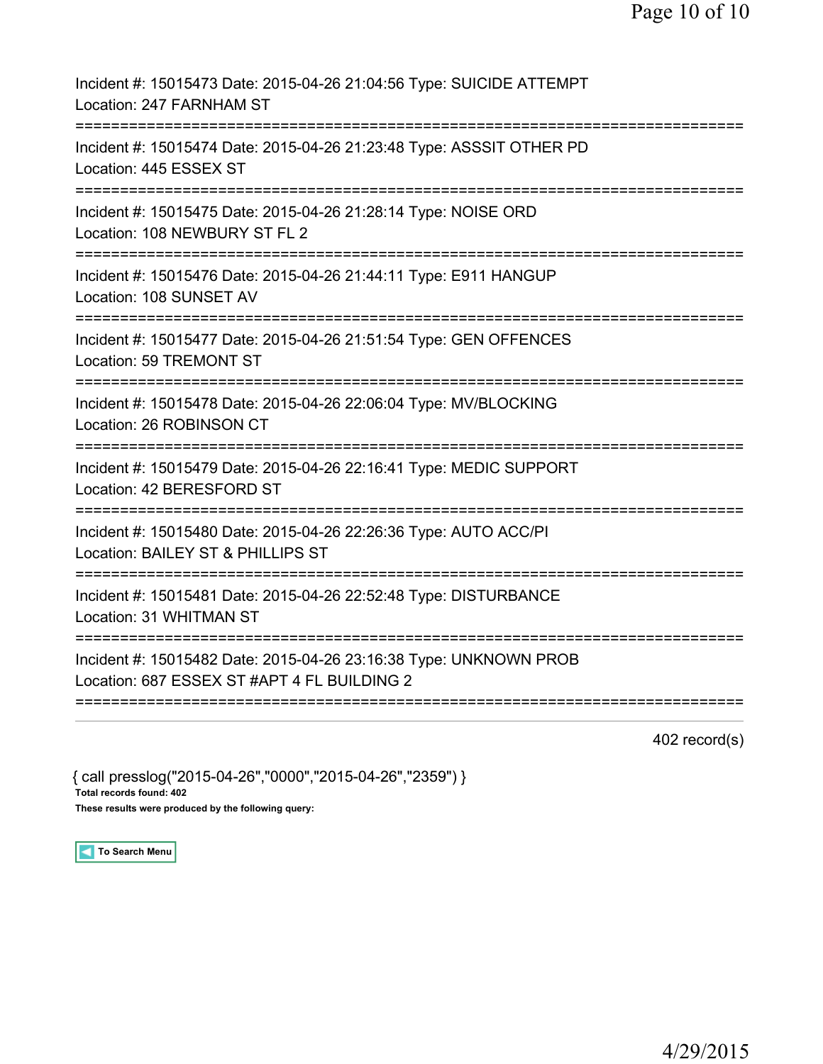Incident #: 15015473 Date: 2015-04-26 21:04:56 Type: SUICIDE ATTEMPT
Location: 247 FARNHAM ST

===========================================================================

Incident #: 15015474 Date: 2015-04-26 21:23:48 Type: ASSSIT OTHER PD
Location: 445 ESSEX ST

===========================================================================

Incident #: 15015475 Date: 2015-04-26 21:28:14 Type: NOISE ORD
Location: 108 NEWBURY ST FL 2

===========================================================================

Incident #: 15015476 Date: 2015-04-26 21:44:11 Type: E911 HANGUP
Location: 108 SUNSET AV

===========================================================================

Incident #: 15015477 Date: 2015-04-26 21:51:54 Type: GEN OFFENCES
Location: 59 TREMONT ST

===========================================================================

Incident #: 15015478 Date: 2015-04-26 22:06:04 Type: MV/BLOCKING
Location: 26 ROBINSON CT

===========================================================================

Incident #: 15015479 Date: 2015-04-26 22:16:41 Type: MEDIC SUPPORT
Location: 42 BERESFORD ST

===========================================================================

Incident #: 15015480 Date: 2015-04-26 22:26:36 Type: AUTO ACC/PI
Location: BAILEY ST & PHILLIPS ST

===========================================================================

Incident #: 15015481 Date: 2015-04-26 22:52:48 Type: DISTURBANCE
Location: 31 WHITMAN ST

===========================================================================

Incident #: 15015482 Date: 2015-04-26 23:16:38 Type: UNKNOWN PROB
Location: 687 ESSEX ST #APT 4 FL BUILDING 2

===========================================================================

402 record(s)

{ call presslog("2015-04-26","0000","2015-04-26","2359") }

**Total records found: 402**

**These results were produced by the following query:**

To Search Menu